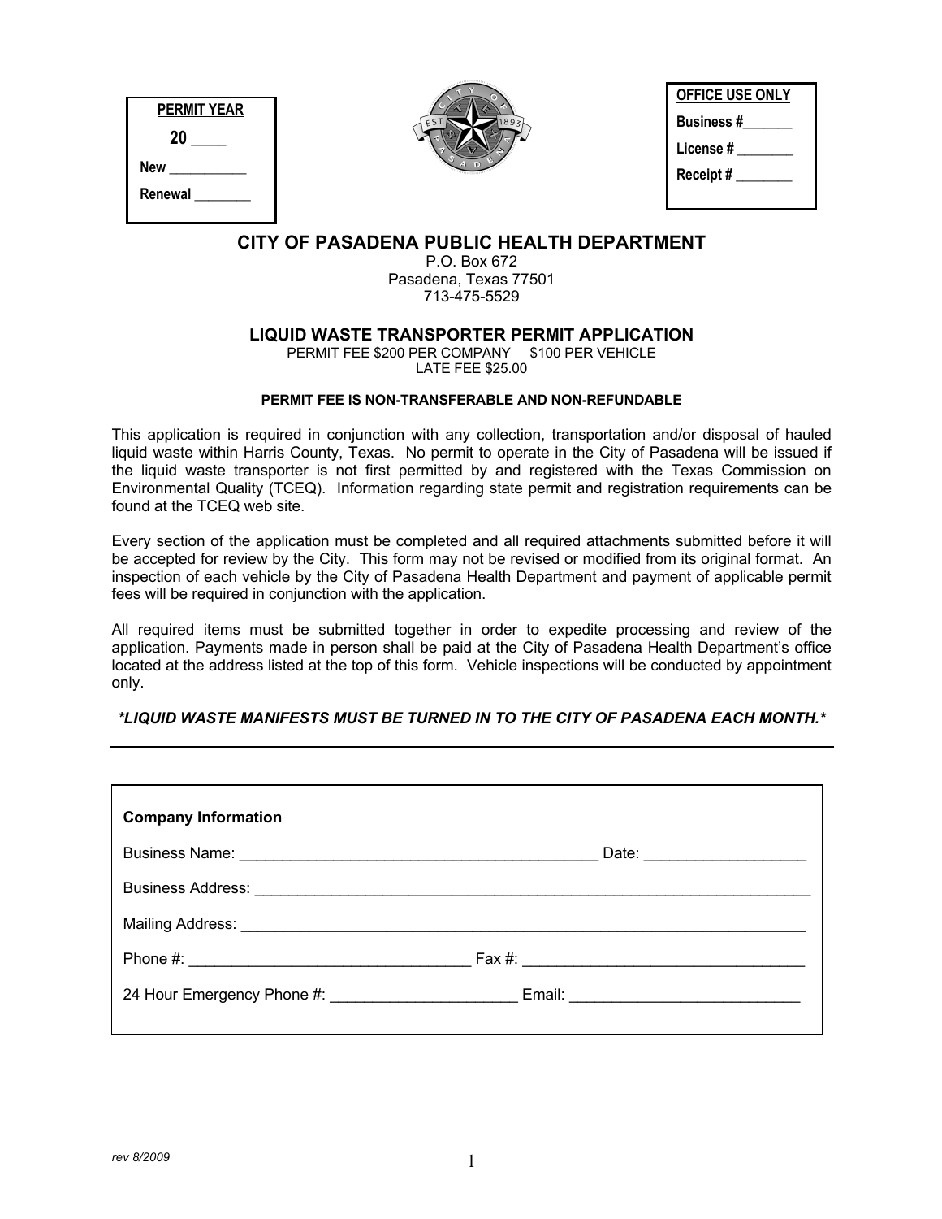**PERMIT YEAR**

**20 \_\_\_\_**

**New \_\_\_\_\_\_\_\_\_\_**

**Renewal \_\_\_\_\_\_\_\_**

**OFFICE USE ONLY**

**Business #\_\_\_\_\_\_\_**

**License # \_\_\_\_\_\_\_\_**

**Receipt # \_\_\_\_\_\_\_\_**

# CITY OF PASADENA PUBLIC HEALTH DEPARTMENT

P.O. Box 672
Pasadena, Texas 77501
713-475-5529

## LIQUID WASTE TRANSPORTER PERMIT APPLICATION

PERMIT FEE $200 PER COMPANY $100 PER VEHICLE
LATE FEE $25.00

**PERMIT FEE IS NON-TRANSFERABLE AND NON-REFUNDABLE**

This application is required in conjunction with any collection, transportation and/or disposal of hauled liquid waste within Harris County, Texas. No permit to operate in the City of Pasadena will be issued if the liquid waste transporter is not first permitted by and registered with the Texas Commission on Environmental Quality (TCEQ). Information regarding state permit and registration requirements can be found at the TCEQ web site.

Every section of the application must be completed and all required attachments submitted before it will be accepted for review by the City. This form may not be revised or modified from its original format. An inspection of each vehicle by the City of Pasadena Health Department and payment of applicable permit fees will be required in conjunction with the application.

All required items must be submitted together in order to expedite processing and review of the application. Payments made in person shall be paid at the City of Pasadena Health Department's office located at the address listed at the top of this form. Vehicle inspections will be conducted by appointment only.

***\*LIQUID WASTE MANIFESTS MUST BE TURNED IN TO THE CITY OF PASADENA EACH MONTH.\****

---

**Company Information**

Business Name: \_\_\_\_\_\_\_\_\_\_\_\_\_\_\_\_\_\_\_\_\_\_\_\_\_\_\_\_\_\_\_\_\_\_\_\_\_\_\_\_\_\_ Date: \_\_\_\_\_\_\_\_\_\_\_\_\_\_\_\_\_\_\_

Business Address: \_\_\_\_\_\_\_\_\_\_\_\_\_\_\_\_\_\_\_\_\_\_\_\_\_\_\_\_\_\_\_\_\_\_\_\_\_\_\_\_\_\_\_\_\_\_\_\_\_\_\_\_\_\_\_\_\_\_\_\_\_\_\_\_

Mailing Address: \_\_\_\_\_\_\_\_\_\_\_\_\_\_\_\_\_\_\_\_\_\_\_\_\_\_\_\_\_\_\_\_\_\_\_\_\_\_\_\_\_\_\_\_\_\_\_\_\_\_\_\_\_\_\_\_\_\_\_\_\_\_\_\_\_

Phone #: \_\_\_\_\_\_\_\_\_\_\_\_\_\_\_\_\_\_\_\_\_\_\_\_\_\_\_\_\_\_\_\_\_ Fax #: \_\_\_\_\_\_\_\_\_\_\_\_\_\_\_\_\_\_\_\_\_\_\_\_\_\_\_\_\_\_\_\_\_

24 Hour Emergency Phone #: \_\_\_\_\_\_\_\_\_\_\_\_\_\_\_\_\_\_\_\_\_\_ Email: \_\_\_\_\_\_\_\_\_\_\_\_\_\_\_\_\_\_\_\_\_\_\_\_\_\_\_

rev 8/2009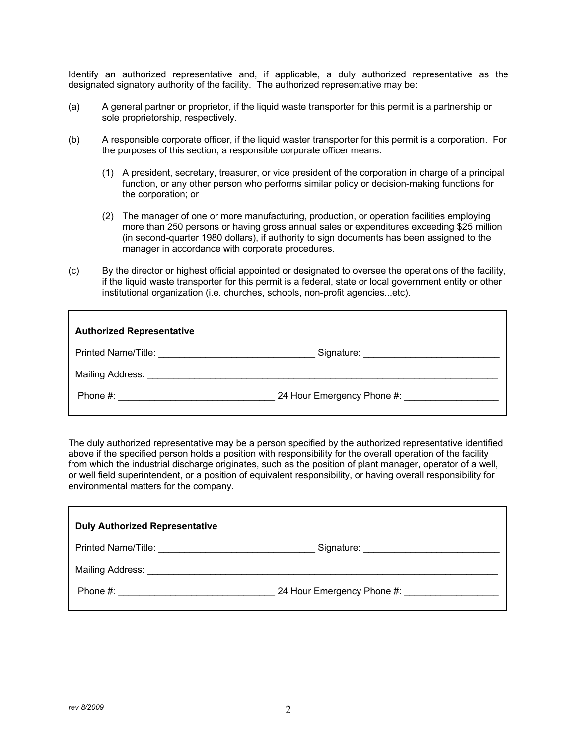Identify an authorized representative and, if applicable, a duly authorized representative as the designated signatory authority of the facility. The authorized representative may be:

(a) A general partner or proprietor, if the liquid waste transporter for this permit is a partnership or sole proprietorship, respectively.

(b) A responsible corporate officer, if the liquid waster transporter for this permit is a corporation. For the purposes of this section, a responsible corporate officer means:

  (1) A president, secretary, treasurer, or vice president of the corporation in charge of a principal function, or any other person who performs similar policy or decision-making functions for the corporation; or

  (2) The manager of one or more manufacturing, production, or operation facilities employing more than 250 persons or having gross annual sales or expenditures exceeding $25 million (in second-quarter 1980 dollars), if authority to sign documents has been assigned to the manager in accordance with corporate procedures.

(c) By the director or highest official appointed or designated to oversee the operations of the facility, if the liquid waste transporter for this permit is a federal, state or local government entity or other institutional organization (i.e. churches, schools, non-profit agencies...etc).

**Authorized Representative**

Printed Name/Title: ______________________________ Signature: __________________________

Mailing Address: _____________________________________________________________________

Phone #: ______________________________ 24 Hour Emergency Phone #: __________________

The duly authorized representative may be a person specified by the authorized representative identified above if the specified person holds a position with responsibility for the overall operation of the facility from which the industrial discharge originates, such as the position of plant manager, operator of a well, or well field superintendent, or a position of equivalent responsibility, or having overall responsibility for environmental matters for the company.

**Duly Authorized Representative**

Printed Name/Title: ______________________________ Signature: __________________________

Mailing Address: _____________________________________________________________________

Phone #: ______________________________ 24 Hour Emergency Phone #: __________________

*rev 8/2009*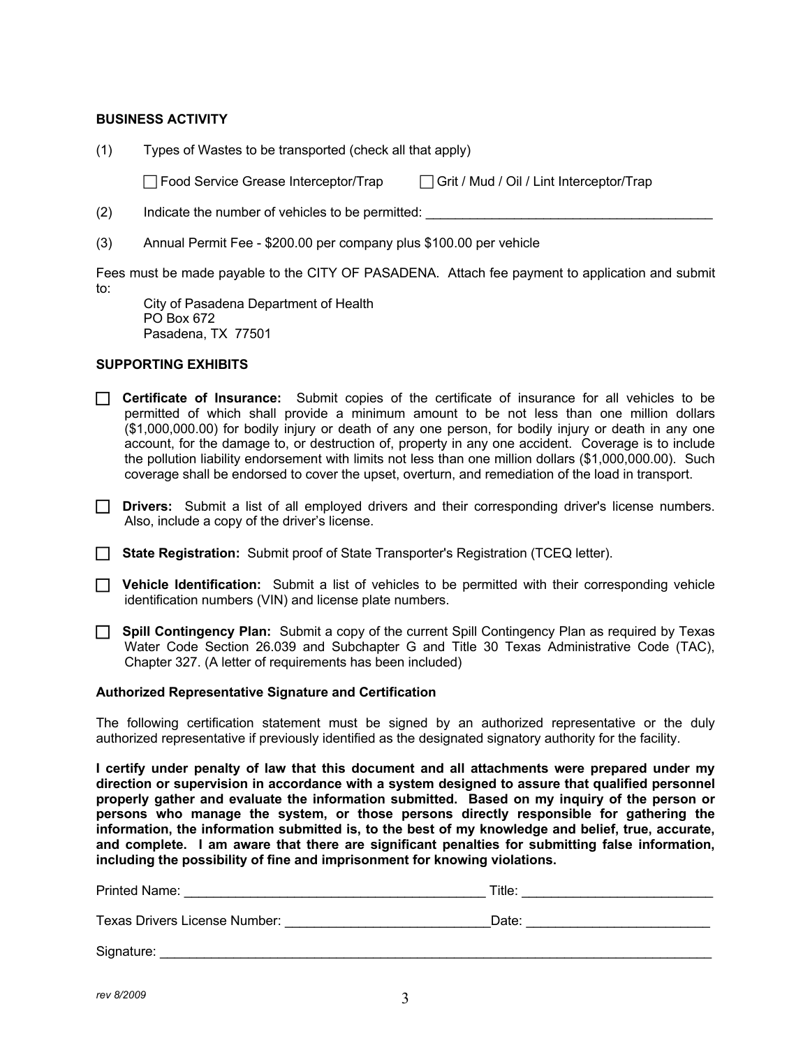### BUSINESS ACTIVITY

(1) Types of Wastes to be transported (check all that apply)

☐ Food Service Grease Interceptor/Trap ☐ Grit / Mud / Oil / Lint Interceptor/Trap

(2) Indicate the number of vehicles to be permitted: ________________________________________

(3) Annual Permit Fee - $200.00 per company plus $100.00 per vehicle

Fees must be made payable to the CITY OF PASADENA. Attach fee payment to application and submit to:

City of Pasadena Department of Health
PO Box 672
Pasadena, TX 77501

### SUPPORTING EXHIBITS

☐ **Certificate of Insurance:** Submit copies of the certificate of insurance for all vehicles to be permitted of which shall provide a minimum amount to be not less than one million dollars ($1,000,000.00) for bodily injury or death of any one person, for bodily injury or death in any one account, for the damage to, or destruction of, property in any one accident. Coverage is to include the pollution liability endorsement with limits not less than one million dollars ($1,000,000.00). Such coverage shall be endorsed to cover the upset, overturn, and remediation of the load in transport.

☐ **Drivers:** Submit a list of all employed drivers and their corresponding driver's license numbers. Also, include a copy of the driver's license.

☐ **State Registration:** Submit proof of State Transporter's Registration (TCEQ letter).

☐ **Vehicle Identification:** Submit a list of vehicles to be permitted with their corresponding vehicle identification numbers (VIN) and license plate numbers.

☐ **Spill Contingency Plan:** Submit a copy of the current Spill Contingency Plan as required by Texas Water Code Section 26.039 and Subchapter G and Title 30 Texas Administrative Code (TAC), Chapter 327. (A letter of requirements has been included)

### Authorized Representative Signature and Certification

The following certification statement must be signed by an authorized representative or the duly authorized representative if previously identified as the designated signatory authority for the facility.

**I certify under penalty of law that this document and all attachments were prepared under my direction or supervision in accordance with a system designed to assure that qualified personnel properly gather and evaluate the information submitted. Based on my inquiry of the person or persons who manage the system, or those persons directly responsible for gathering the information, the information submitted is, to the best of my knowledge and belief, true, accurate, and complete. I am aware that there are significant penalties for submitting false information, including the possibility of fine and imprisonment for knowing violations.**

Printed Name: ________________________________________ Title: __________________________

Texas Drivers License Number: ____________________________ Date: _________________________

Signature: ________________________________________________________________________________

*rev 8/2009*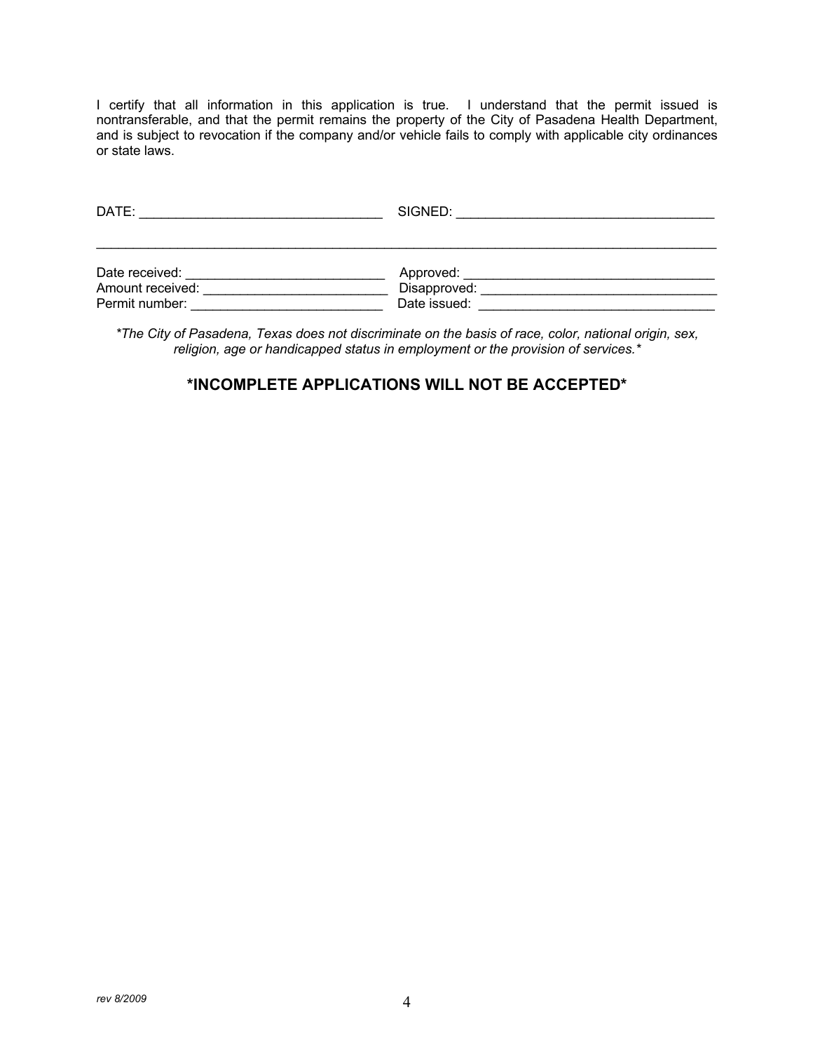I certify that all information in this application is true. I understand that the permit issued is nontransferable, and that the permit remains the property of the City of Pasadena Health Department, and is subject to revocation if the company and/or vehicle fails to comply with applicable city ordinances or state laws.

DATE: ________________________________ SIGNED: __________________________________

---

Date received: __________________________ Approved: __________________________________
Amount received: ________________________ Disapproved: _______________________________
Permit number: __________________________ Date issued: _______________________________

*\*The City of Pasadena, Texas does not discriminate on the basis of race, color, national origin, sex, religion, age or handicapped status in employment or the provision of services.\**

**\*INCOMPLETE APPLICATIONS WILL NOT BE ACCEPTED\***

*rev 8/2009*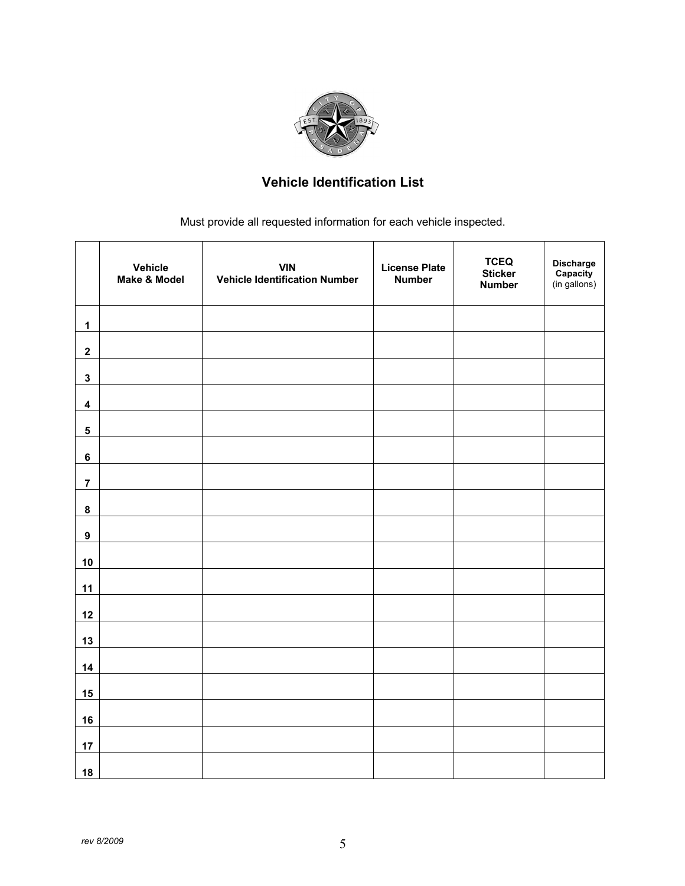## Vehicle Identification List

Must provide all requested information for each vehicle inspected.

| | Vehicle Make & Model | VIN Vehicle Identification Number | License Plate Number | TCEQ Sticker Number | Discharge Capacity (in gallons) |
|---|---|---|---|---|---|
| 1 | | | | | |
| 2 | | | | | |
| 3 | | | | | |
| 4 | | | | | |
| 5 | | | | | |
| 6 | | | | | |
| 7 | | | | | |
| 8 | | | | | |
| 9 | | | | | |
| 10 | | | | | |
| 11 | | | | | |
| 12 | | | | | |
| 13 | | | | | |
| 14 | | | | | |
| 15 | | | | | |
| 16 | | | | | |
| 17 | | | | | |
| 18 | | | | | |

*rev 8/2009*